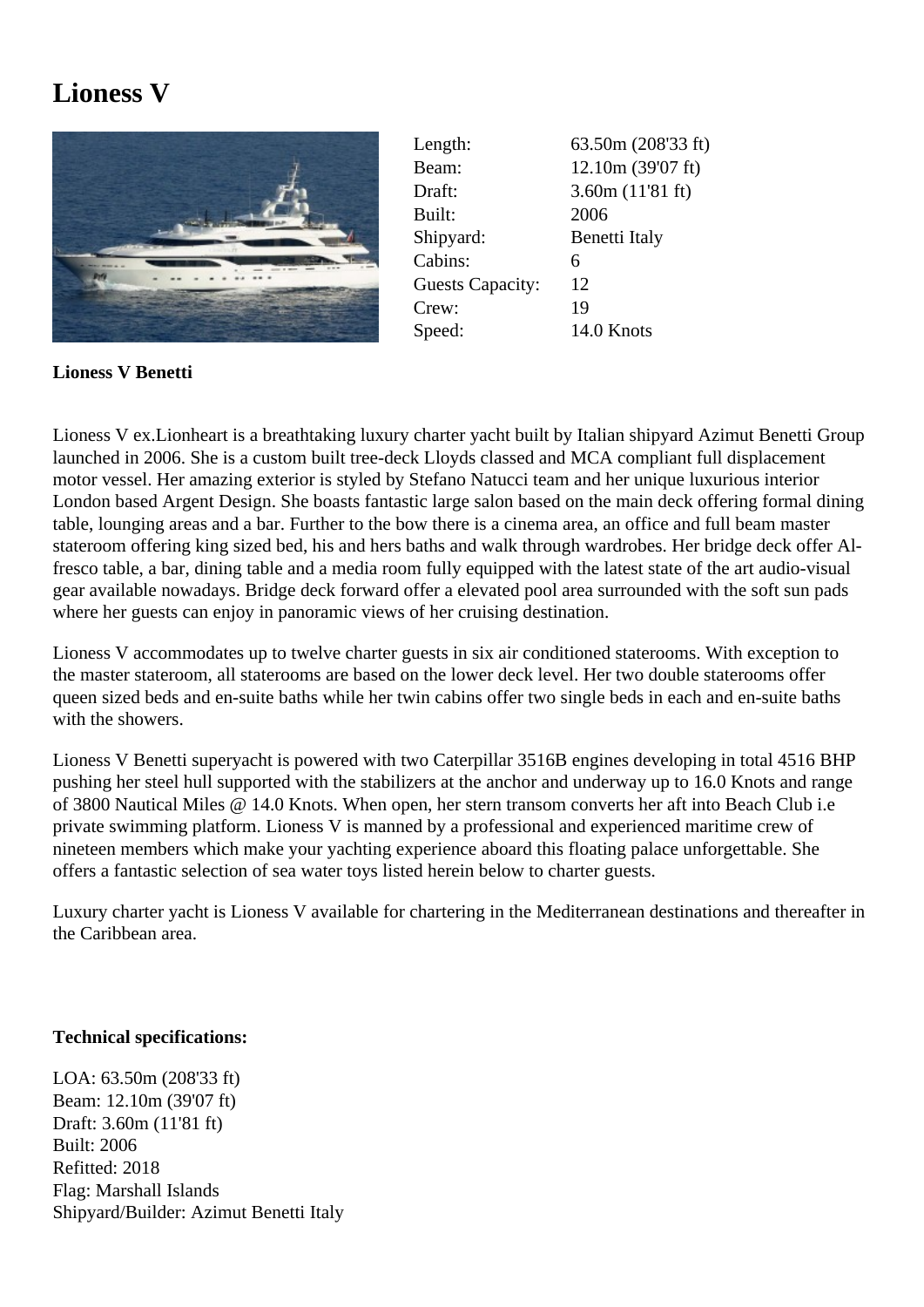# Lioness V

| | |
|---|---|
| Length: | 63.50m (208'33 ft) |
| Beam: | 12.10m (39'07 ft) |
| Draft: | 3.60m (11'81 ft) |
| Built: | 2006 |
| Shipyard: | Benetti Italy |
| Cabins: | 6 |
| Guests Capacity: | 12 |
| Crew: | 19 |
| Speed: | 14.0 Knots |

**Lioness V Benetti**

Lioness V ex.Lionheart is a breathtaking luxury charter yacht built by Italian shipyard Azimut Benetti Group launched in 2006. She is a custom built tree-deck Lloyds classed and MCA compliant full displacement motor vessel. Her amazing exterior is styled by Stefano Natucci team and her unique luxurious interior London based Argent Design. She boasts fantastic large salon based on the main deck offering formal dining table, lounging areas and a bar. Further to the bow there is a cinema area, an office and full beam master stateroom offering king sized bed, his and hers baths and walk through wardrobes. Her bridge deck offer Al-fresco table, a bar, dining table and a media room fully equipped with the latest state of the art audio-visual gear available nowadays. Bridge deck forward offer a elevated pool area surrounded with the soft sun pads where her guests can enjoy in panoramic views of her cruising destination.

Lioness V accommodates up to twelve charter guests in six air conditioned staterooms. With exception to the master stateroom, all staterooms are based on the lower deck level. Her two double staterooms offer queen sized beds and en-suite baths while her twin cabins offer two single beds in each and en-suite baths with the showers.

Lioness V Benetti superyacht is powered with two Caterpillar 3516B engines developing in total 4516 BHP pushing her steel hull supported with the stabilizers at the anchor and underway up to 16.0 Knots and range of 3800 Nautical Miles @ 14.0 Knots. When open, her stern transom converts her aft into Beach Club i.e private swimming platform. Lioness V is manned by a professional and experienced maritime crew of nineteen members which make your yachting experience aboard this floating palace unforgettable. She offers a fantastic selection of sea water toys listed herein below to charter guests.

Luxury charter yacht is Lioness V available for chartering in the Mediterranean destinations and thereafter in the Caribbean area.

**Technical specifications:**

LOA: 63.50m (208'33 ft)
Beam: 12.10m (39'07 ft)
Draft: 3.60m (11'81 ft)
Built: 2006
Refitted: 2018
Flag: Marshall Islands
Shipyard/Builder: Azimut Benetti Italy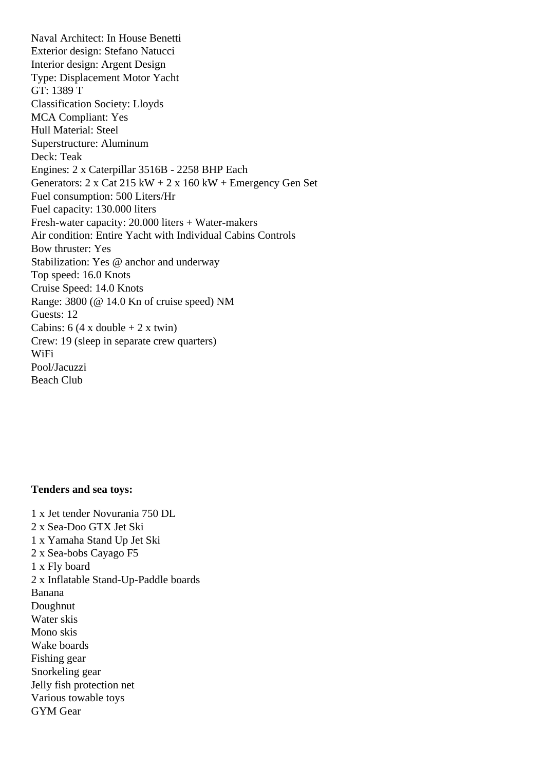Naval Architect: In House Benetti
Exterior design: Stefano Natucci
Interior design: Argent Design
Type: Displacement Motor Yacht
GT: 1389 T
Classification Society: Lloyds
MCA Compliant: Yes
Hull Material: Steel
Superstructure: Aluminum
Deck: Teak
Engines: 2 x Caterpillar 3516B - 2258 BHP Each
Generators: 2 x Cat 215 kW + 2 x 160 kW + Emergency Gen Set
Fuel consumption: 500 Liters/Hr
Fuel capacity: 130.000 liters
Fresh-water capacity: 20.000 liters + Water-makers
Air condition: Entire Yacht with Individual Cabins Controls
Bow thruster: Yes
Stabilization: Yes @ anchor and underway
Top speed: 16.0 Knots
Cruise Speed: 14.0 Knots
Range: 3800 (@ 14.0 Kn of cruise speed) NM
Guests: 12
Cabins: 6 (4 x double + 2 x twin)
Crew: 19 (sleep in separate crew quarters)
WiFi
Pool/Jacuzzi
Beach Club

**Tenders and sea toys:**

1 x Jet tender Novurania 750 DL
2 x Sea-Doo GTX Jet Ski
1 x Yamaha Stand Up Jet Ski
2 x Sea-bobs Cayago F5
1 x Fly board
2 x Inflatable Stand-Up-Paddle boards
Banana
Doughnut
Water skis
Mono skis
Wake boards
Fishing gear
Snorkeling gear
Jelly fish protection net
Various towable toys
GYM Gear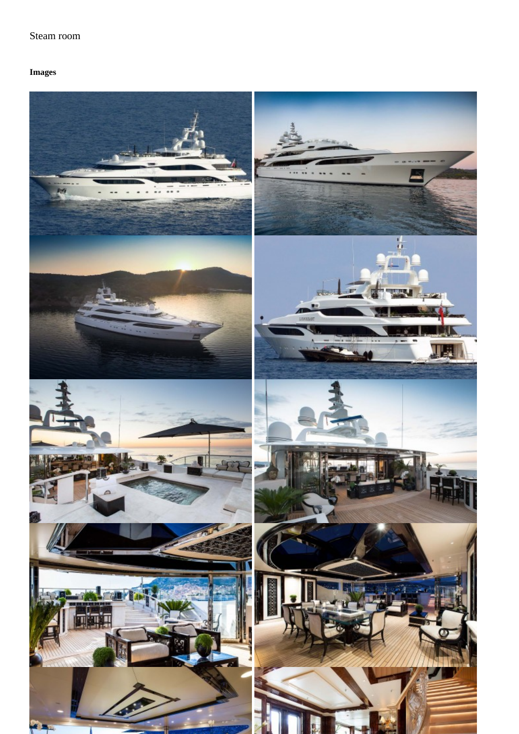Steam room

**Images**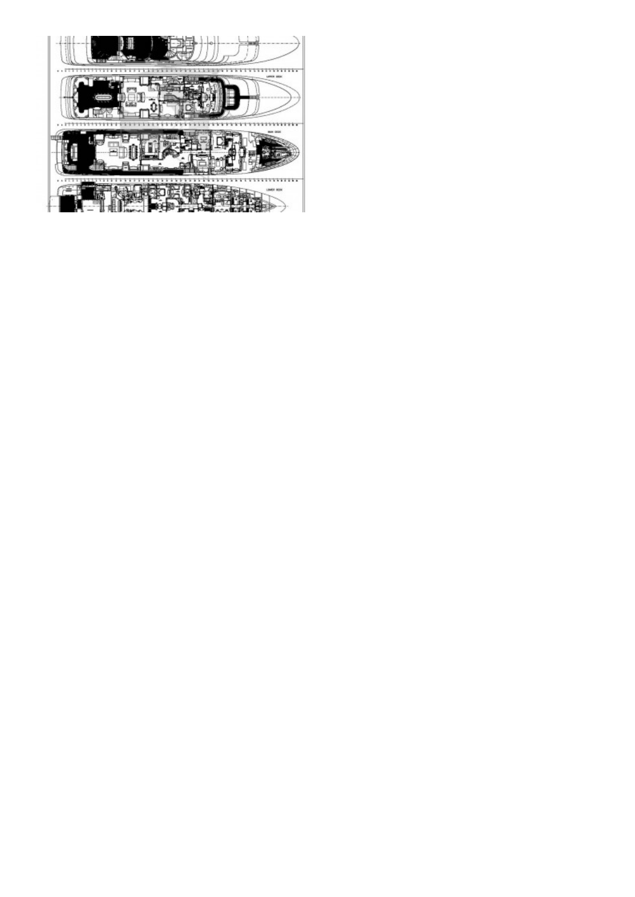UPPER DECK

MAIN DECK

LOWER DECK